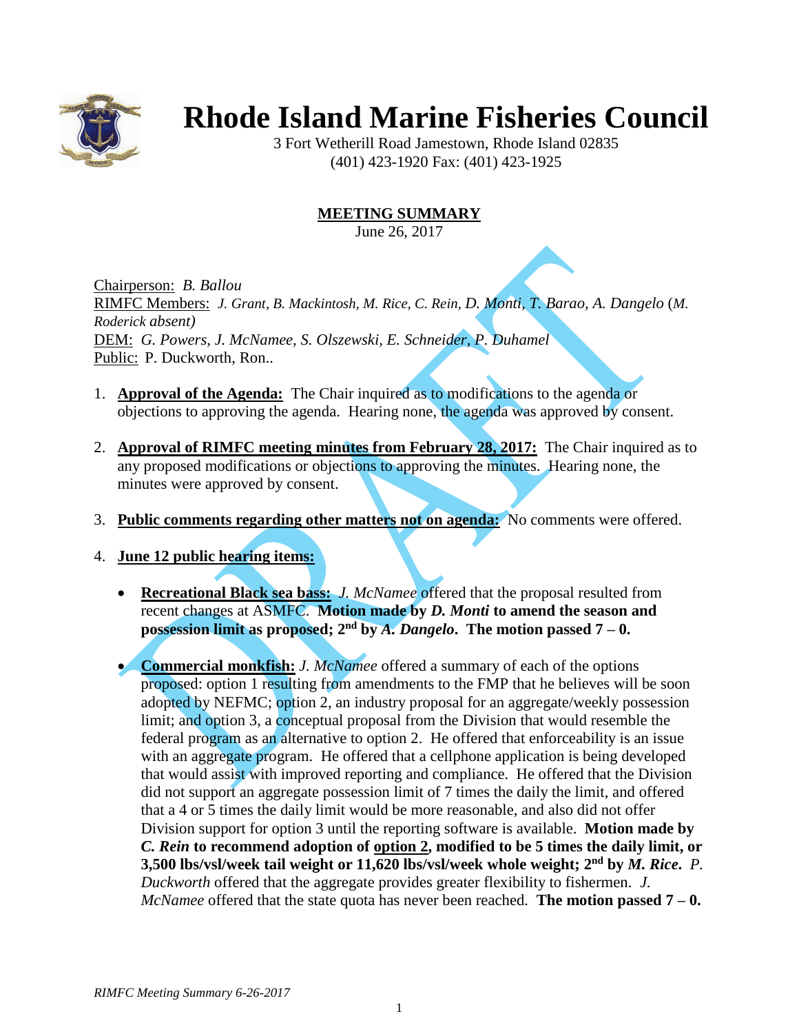# Rhode Island Marine Fisheries Council

3 Fort Wetherill Road Jamestown, Rhode Island 02835
(401) 423-1920 Fax: (401) 423-1925

## MEETING SUMMARY

June 26, 2017

Chairperson: *B. Ballou*
RIMFC Members: *J. Grant, B. Mackintosh, M. Rice, C. Rein, D. Monti, T. Barao, A. Dangelo* (*M. Roderick absent)*
DEM: *G. Powers, J. McNamee, S. Olszewski, E. Schneider, P. Duhamel*
Public: P. Duckworth, Ron..

1. **Approval of the Agenda:** The Chair inquired as to modifications to the agenda or objections to approving the agenda. Hearing none, the agenda was approved by consent.

2. **Approval of RIMFC meeting minutes from February 28, 2017:** The Chair inquired as to any proposed modifications or objections to approving the minutes. Hearing none, the minutes were approved by consent.

3. **Public comments regarding other matters not on agenda:** No comments were offered.

4. **June 12 public hearing items:**

   - **Recreational Black sea bass:** *J. McNamee* offered that the proposal resulted from recent changes at ASMFC. **Motion made by *D. Monti* to amend the season and possession limit as proposed; 2nd by *A. Dangelo*. The motion passed 7 – 0.**

   - **Commercial monkfish:** *J. McNamee* offered a summary of each of the options proposed: option 1 resulting from amendments to the FMP that he believes will be soon adopted by NEFMC; option 2, an industry proposal for an aggregate/weekly possession limit; and option 3, a conceptual proposal from the Division that would resemble the federal program as an alternative to option 2. He offered that enforceability is an issue with an aggregate program. He offered that a cellphone application is being developed that would assist with improved reporting and compliance. He offered that the Division did not support an aggregate possession limit of 7 times the daily the limit, and offered that a 4 or 5 times the daily limit would be more reasonable, and also did not offer Division support for option 3 until the reporting software is available. **Motion made by *C. Rein* to recommend adoption of option 2, modified to be 5 times the daily limit, or 3,500 lbs/vsl/week tail weight or 11,620 lbs/vsl/week whole weight; 2nd by *M. Rice*.** *P. Duckworth* offered that the aggregate provides greater flexibility to fishermen. *J. McNamee* offered that the state quota has never been reached. **The motion passed 7 – 0.**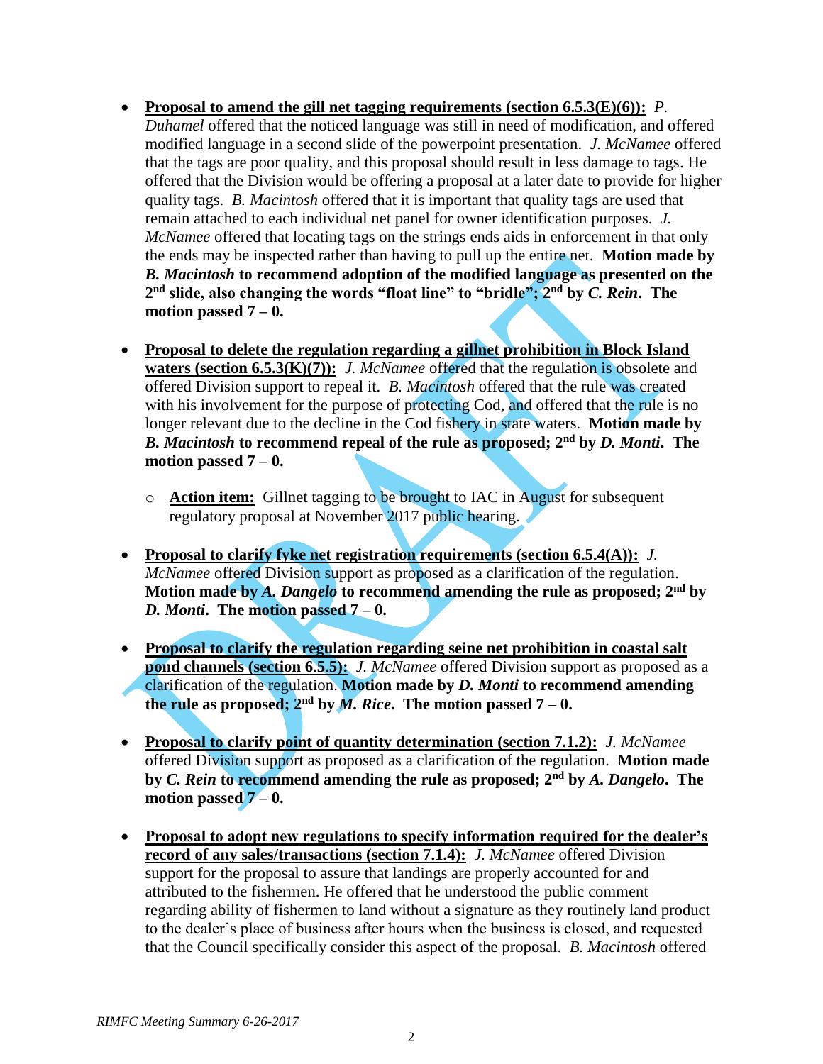- **Proposal to amend the gill net tagging requirements (section 6.5.3(E)(6)):** *P. Duhamel* offered that the noticed language was still in need of modification, and offered modified language in a second slide of the powerpoint presentation. *J. McNamee* offered that the tags are poor quality, and this proposal should result in less damage to tags. He offered that the Division would be offering a proposal at a later date to provide for higher quality tags. *B. Macintosh* offered that it is important that quality tags are used that remain attached to each individual net panel for owner identification purposes. *J. McNamee* offered that locating tags on the strings ends aids in enforcement in that only the ends may be inspected rather than having to pull up the entire net. **Motion made by *B. Macintosh* to recommend adoption of the modified language as presented on the 2nd slide, also changing the words "float line" to "bridle"; 2nd by *C. Rein*. The motion passed 7 – 0.**

- **Proposal to delete the regulation regarding a gillnet prohibition in Block Island waters (section 6.5.3(K)(7)):** *J. McNamee* offered that the regulation is obsolete and offered Division support to repeal it. *B. Macintosh* offered that the rule was created with his involvement for the purpose of protecting Cod, and offered that the rule is no longer relevant due to the decline in the Cod fishery in state waters. **Motion made by *B. Macintosh* to recommend repeal of the rule as proposed; 2nd by *D. Monti*. The motion passed 7 – 0.**

    - **Action item:** Gillnet tagging to be brought to IAC in August for subsequent regulatory proposal at November 2017 public hearing.

- **Proposal to clarify fyke net registration requirements (section 6.5.4(A)):** *J. McNamee* offered Division support as proposed as a clarification of the regulation. **Motion made by *A. Dangelo* to recommend amending the rule as proposed; 2nd by *D. Monti*. The motion passed 7 – 0.**

- **Proposal to clarify the regulation regarding seine net prohibition in coastal salt pond channels (section 6.5.5):** *J. McNamee* offered Division support as proposed as a clarification of the regulation. **Motion made by *D. Monti* to recommend amending the rule as proposed; 2nd by *M. Rice*. The motion passed 7 – 0.**

- **Proposal to clarify point of quantity determination (section 7.1.2):** *J. McNamee* offered Division support as proposed as a clarification of the regulation. **Motion made by *C. Rein* to recommend amending the rule as proposed; 2nd by *A. Dangelo*. The motion passed 7 – 0.**

- **Proposal to adopt new regulations to specify information required for the dealer's record of any sales/transactions (section 7.1.4):** *J. McNamee* offered Division support for the proposal to assure that landings are properly accounted for and attributed to the fishermen. He offered that he understood the public comment regarding ability of fishermen to land without a signature as they routinely land product to the dealer's place of business after hours when the business is closed, and requested that the Council specifically consider this aspect of the proposal. *B. Macintosh* offered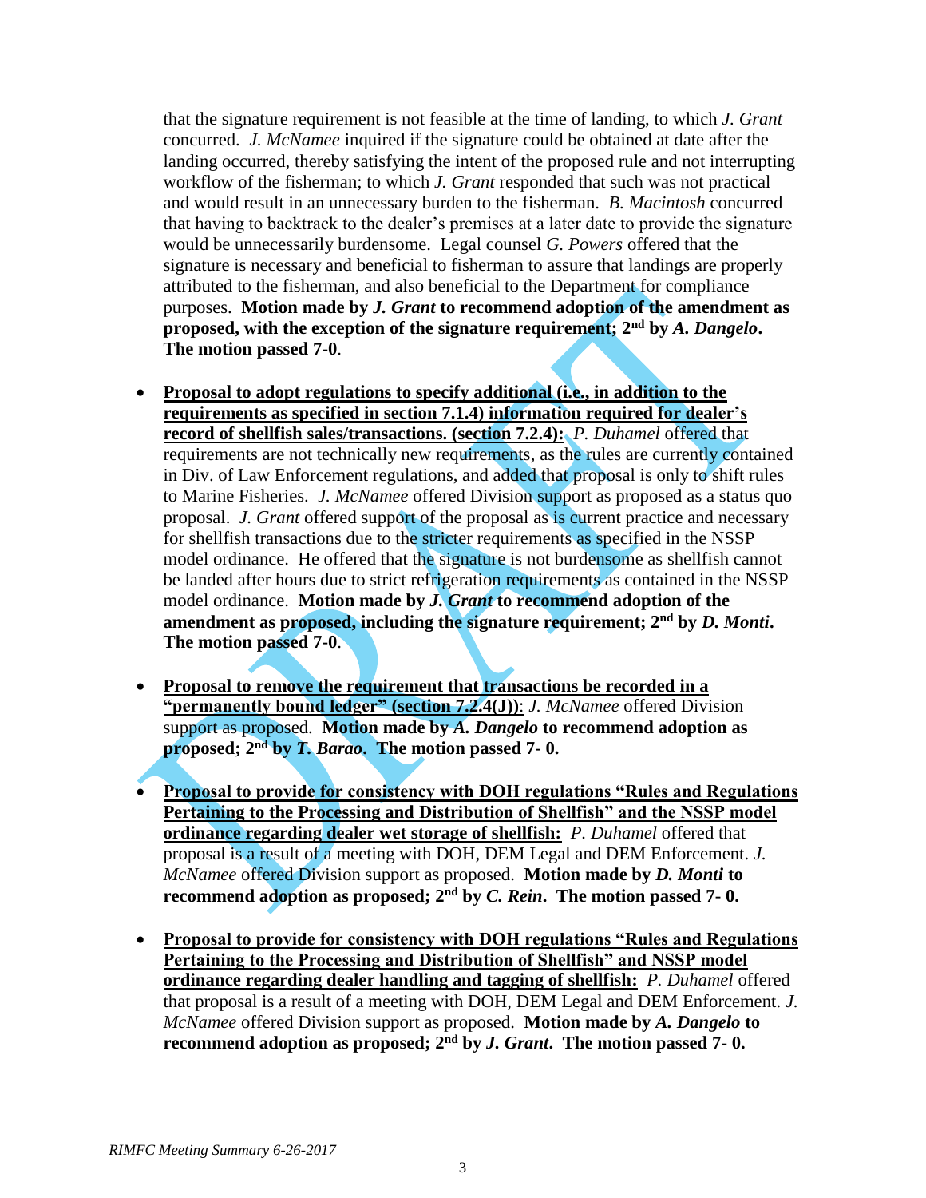that the signature requirement is not feasible at the time of landing, to which *J. Grant* concurred. *J. McNamee* inquired if the signature could be obtained at date after the landing occurred, thereby satisfying the intent of the proposed rule and not interrupting workflow of the fisherman; to which *J. Grant* responded that such was not practical and would result in an unnecessary burden to the fisherman. *B. Macintosh* concurred that having to backtrack to the dealer's premises at a later date to provide the signature would be unnecessarily burdensome. Legal counsel *G. Powers* offered that the signature is necessary and beneficial to fisherman to assure that landings are properly attributed to the fisherman, and also beneficial to the Department for compliance purposes. **Motion made by *J. Grant* to recommend adoption of the amendment as proposed, with the exception of the signature requirement; 2nd by *A. Dangelo*. The motion passed 7-0**.

- **<u>Proposal to adopt regulations to specify additional (i.e., in addition to the requirements as specified in section 7.1.4) information required for dealer's record of shellfish sales/transactions. (section 7.2.4):</u>** *P. Duhamel* offered that requirements are not technically new requirements, as the rules are currently contained in Div. of Law Enforcement regulations, and added that proposal is only to shift rules to Marine Fisheries. *J. McNamee* offered Division support as proposed as a status quo proposal. *J. Grant* offered support of the proposal as is current practice and necessary for shellfish transactions due to the stricter requirements as specified in the NSSP model ordinance. He offered that the signature is not burdensome as shellfish cannot be landed after hours due to strict refrigeration requirements as contained in the NSSP model ordinance. **Motion made by *J. Grant* to recommend adoption of the amendment as proposed, including the signature requirement; 2nd by *D. Monti*. The motion passed 7-0**.

- **<u>Proposal to remove the requirement that transactions be recorded in a "permanently bound ledger" (section 7.2.4(J))</u>**: *J. McNamee* offered Division support as proposed. **Motion made by *A. Dangelo* to recommend adoption as proposed; 2nd by *T. Barao*. The motion passed 7- 0.**

- **<u>Proposal to provide for consistency with DOH regulations "Rules and Regulations Pertaining to the Processing and Distribution of Shellfish" and the NSSP model ordinance regarding dealer wet storage of shellfish:</u>** *P. Duhamel* offered that proposal is a result of a meeting with DOH, DEM Legal and DEM Enforcement. *J. McNamee* offered Division support as proposed. **Motion made by *D. Monti* to recommend adoption as proposed; 2nd by *C. Rein*. The motion passed 7- 0.**

- **<u>Proposal to provide for consistency with DOH regulations "Rules and Regulations Pertaining to the Processing and Distribution of Shellfish" and NSSP model ordinance regarding dealer handling and tagging of shellfish:</u>** *P. Duhamel* offered that proposal is a result of a meeting with DOH, DEM Legal and DEM Enforcement. *J. McNamee* offered Division support as proposed. **Motion made by *A. Dangelo* to recommend adoption as proposed; 2nd by *J. Grant*. The motion passed 7- 0.**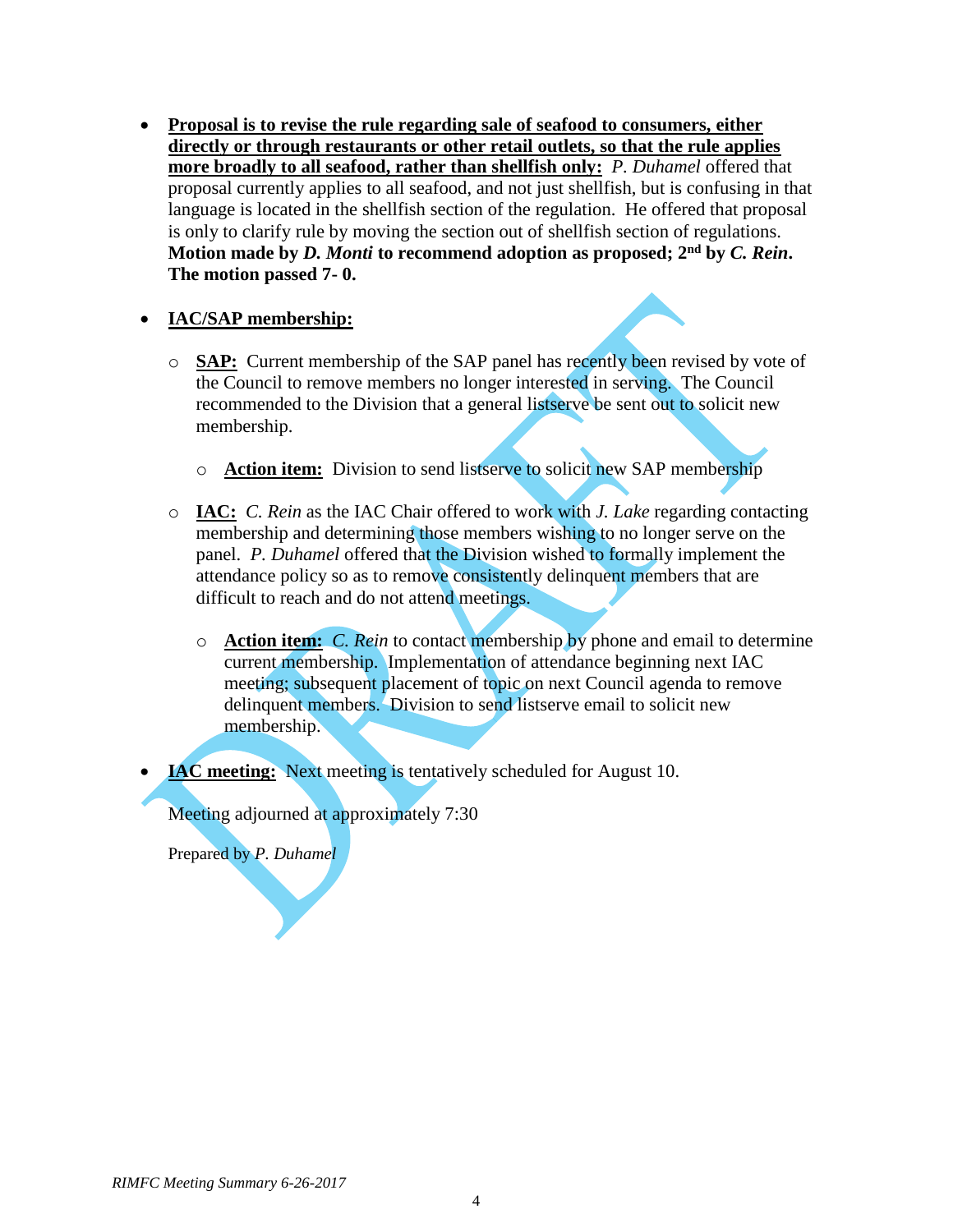- **<u>Proposal is to revise the rule regarding sale of seafood to consumers, either directly or through restaurants or other retail outlets, so that the rule applies more broadly to all seafood, rather than shellfish only:</u>** *P. Duhamel* offered that proposal currently applies to all seafood, and not just shellfish, but is confusing in that language is located in the shellfish section of the regulation. He offered that proposal is only to clarify rule by moving the section out of shellfish section of regulations. **Motion made by *D. Monti* to recommend adoption as proposed; 2nd by *C. Rein*. The motion passed 7- 0.**

- **<u>IAC/SAP membership:</u>**

  - **<u>SAP:</u>** Current membership of the SAP panel has recently been revised by vote of the Council to remove members no longer interested in serving. The Council recommended to the Division that a general listserve be sent out to solicit new membership.

    - **<u>Action item:</u>** Division to send listserve to solicit new SAP membership

  - **<u>IAC:</u>** *C. Rein* as the IAC Chair offered to work with *J. Lake* regarding contacting membership and determining those members wishing to no longer serve on the panel. *P. Duhamel* offered that the Division wished to formally implement the attendance policy so as to remove consistently delinquent members that are difficult to reach and do not attend meetings.

    - **<u>Action item:</u>** *C. Rein* to contact membership by phone and email to determine current membership. Implementation of attendance beginning next IAC meeting; subsequent placement of topic on next Council agenda to remove delinquent members. Division to send listserve email to solicit new membership.

- **<u>IAC meeting:</u>** Next meeting is tentatively scheduled for August 10.

Meeting adjourned at approximately 7:30

Prepared by *P. Duhamel*